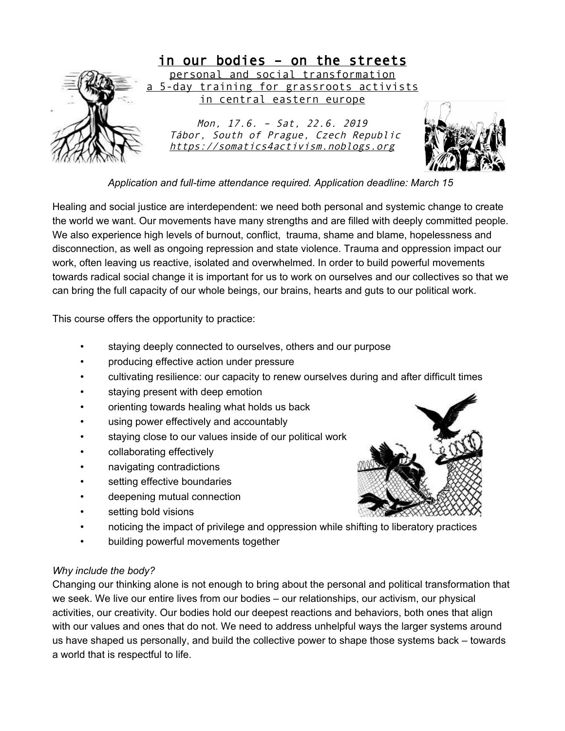# in our bodies – on the streets

personal and social transformation
a 5-day training for grassroots activists
in central eastern europe

*Mon, 17.6. – Sat, 22.6. 2019*
*Tábor, South of Prague, Czech Republic*
*https://somatics4activism.noblogs.org*

*Application and full-time attendance required. Application deadline: March 15*

Healing and social justice are interdependent: we need both personal and systemic change to create the world we want. Our movements have many strengths and are filled with deeply committed people. We also experience high levels of burnout, conflict, trauma, shame and blame, hopelessness and disconnection, as well as ongoing repression and state violence. Trauma and oppression impact our work, often leaving us reactive, isolated and overwhelmed. In order to build powerful movements towards radical social change it is important for us to work on ourselves and our collectives so that we can bring the full capacity of our whole beings, our brains, hearts and guts to our political work.

This course offers the opportunity to practice:

- staying deeply connected to ourselves, others and our purpose
- producing effective action under pressure
- cultivating resilience: our capacity to renew ourselves during and after difficult times
- staying present with deep emotion
- orienting towards healing what holds us back
- using power effectively and accountably
- staying close to our values inside of our political work
- collaborating effectively
- navigating contradictions
- setting effective boundaries
- deepening mutual connection
- setting bold visions
- noticing the impact of privilege and oppression while shifting to liberatory practices
- building powerful movements together

*Why include the body?*

Changing our thinking alone is not enough to bring about the personal and political transformation that we seek. We live our entire lives from our bodies – our relationships, our activism, our physical activities, our creativity. Our bodies hold our deepest reactions and behaviors, both ones that align with our values and ones that do not. We need to address unhelpful ways the larger systems around us have shaped us personally, and build the collective power to shape those systems back – towards a world that is respectful to life.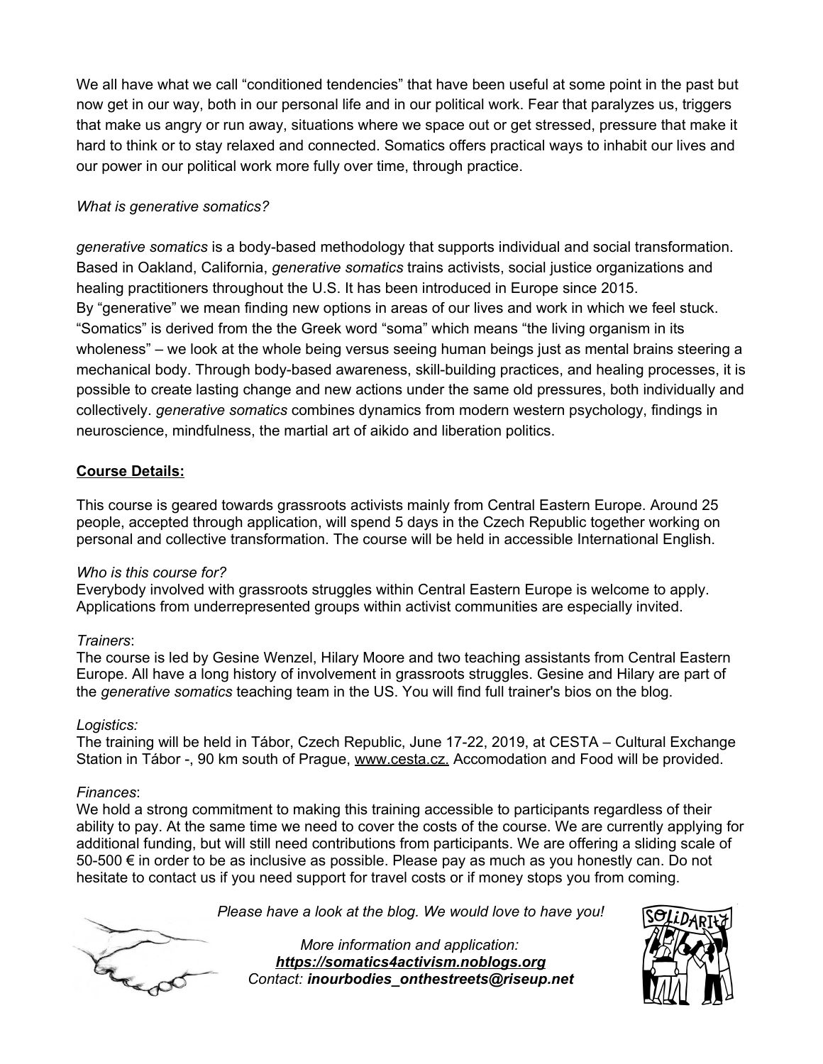We all have what we call "conditioned tendencies" that have been useful at some point in the past but now get in our way, both in our personal life and in our political work. Fear that paralyzes us, triggers that make us angry or run away, situations where we space out or get stressed, pressure that make it hard to think or to stay relaxed and connected. Somatics offers practical ways to inhabit our lives and our power in our political work more fully over time, through practice.

*What is generative somatics?*

*generative somatics* is a body-based methodology that supports individual and social transformation. Based in Oakland, California, *generative somatics* trains activists, social justice organizations and healing practitioners throughout the U.S. It has been introduced in Europe since 2015.
By "generative" we mean finding new options in areas of our lives and work in which we feel stuck. "Somatics" is derived from the the Greek word "soma" which means "the living organism in its wholeness" – we look at the whole being versus seeing human beings just as mental brains steering a mechanical body. Through body-based awareness, skill-building practices, and healing processes, it is possible to create lasting change and new actions under the same old pressures, both individually and collectively. *generative somatics* combines dynamics from modern western psychology, findings in neuroscience, mindfulness, the martial art of aikido and liberation politics.

**<u>Course Details:</u>**

This course is geared towards grassroots activists mainly from Central Eastern Europe. Around 25 people, accepted through application, will spend 5 days in the Czech Republic together working on personal and collective transformation. The course will be held in accessible International English.

*Who is this course for?*
Everybody involved with grassroots struggles within Central Eastern Europe is welcome to apply. Applications from underrepresented groups within activist communities are especially invited.

*Trainers*:
The course is led by Gesine Wenzel, Hilary Moore and two teaching assistants from Central Eastern Europe. All have a long history of involvement in grassroots struggles. Gesine and Hilary are part of the *generative somatics* teaching team in the US. You will find full trainer's bios on the blog.

*Logistics:*
The training will be held in Tábor, Czech Republic, June 17-22, 2019, at CESTA – Cultural Exchange Station in Tábor -, 90 km south of Prague, www.cesta.cz. Accomodation and Food will be provided.

*Finances*:
We hold a strong commitment to making this training accessible to participants regardless of their ability to pay. At the same time we need to cover the costs of the course. We are currently applying for additional funding, but will still need contributions from participants. We are offering a sliding scale of 50-500 € in order to be as inclusive as possible. Please pay as much as you honestly can. Do not hesitate to contact us if you need support for travel costs or if money stops you from coming.

*Please have a look at the blog. We would love to have you!*

*More information and application:*
***<u>https://somatics4activism.noblogs.org</u>***
*Contact:* ***inourbodies_onthestreets@riseup.net***